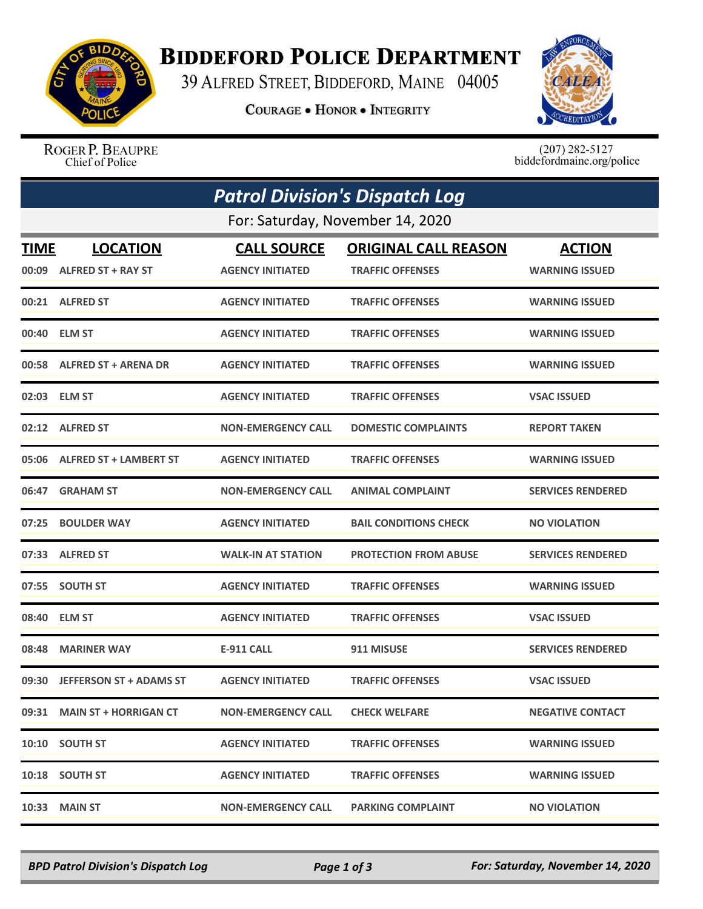# Biddeford Police Department

39 Alfred Street, Biddeford, Maine 04005

**Courage • Honor • Integrity**

Roger P. Beaupre
Chief of Police

(207) 282-5127
biddefordmaine.org/police

## *Patrol Division's Dispatch Log*

For: Saturday, November 14, 2020

| TIME | LOCATION | CALL SOURCE | ORIGINAL CALL REASON | ACTION |
|---|---|---|---|---|
| 00:09 | ALFRED ST + RAY ST | AGENCY INITIATED | TRAFFIC OFFENSES | WARNING ISSUED |
| 00:21 | ALFRED ST | AGENCY INITIATED | TRAFFIC OFFENSES | WARNING ISSUED |
| 00:40 | ELM ST | AGENCY INITIATED | TRAFFIC OFFENSES | WARNING ISSUED |
| 00:58 | ALFRED ST + ARENA DR | AGENCY INITIATED | TRAFFIC OFFENSES | WARNING ISSUED |
| 02:03 | ELM ST | AGENCY INITIATED | TRAFFIC OFFENSES | VSAC ISSUED |
| 02:12 | ALFRED ST | NON-EMERGENCY CALL | DOMESTIC COMPLAINTS | REPORT TAKEN |
| 05:06 | ALFRED ST + LAMBERT ST | AGENCY INITIATED | TRAFFIC OFFENSES | WARNING ISSUED |
| 06:47 | GRAHAM ST | NON-EMERGENCY CALL | ANIMAL COMPLAINT | SERVICES RENDERED |
| 07:25 | BOULDER WAY | AGENCY INITIATED | BAIL CONDITIONS CHECK | NO VIOLATION |
| 07:33 | ALFRED ST | WALK-IN AT STATION | PROTECTION FROM ABUSE | SERVICES RENDERED |
| 07:55 | SOUTH ST | AGENCY INITIATED | TRAFFIC OFFENSES | WARNING ISSUED |
| 08:40 | ELM ST | AGENCY INITIATED | TRAFFIC OFFENSES | VSAC ISSUED |
| 08:48 | MARINER WAY | E-911 CALL | 911 MISUSE | SERVICES RENDERED |
| 09:30 | JEFFERSON ST + ADAMS ST | AGENCY INITIATED | TRAFFIC OFFENSES | VSAC ISSUED |
| 09:31 | MAIN ST + HORRIGAN CT | NON-EMERGENCY CALL | CHECK WELFARE | NEGATIVE CONTACT |
| 10:10 | SOUTH ST | AGENCY INITIATED | TRAFFIC OFFENSES | WARNING ISSUED |
| 10:18 | SOUTH ST | AGENCY INITIATED | TRAFFIC OFFENSES | WARNING ISSUED |
| 10:33 | MAIN ST | NON-EMERGENCY CALL | PARKING COMPLAINT | NO VIOLATION |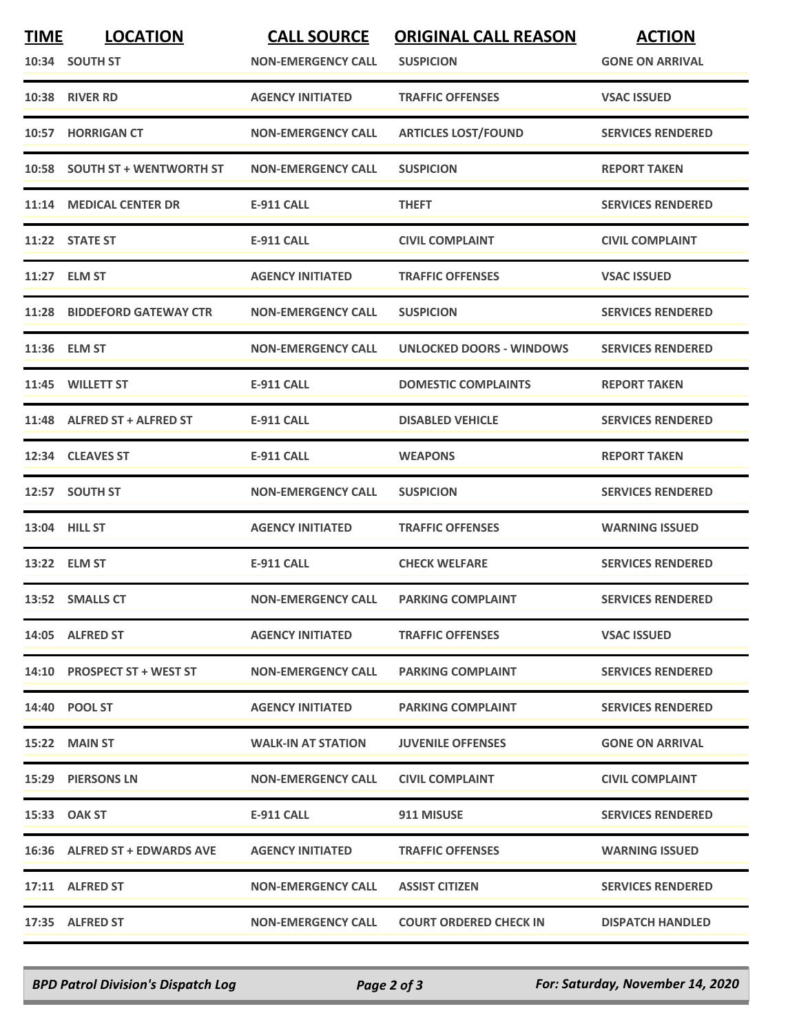| TIME | LOCATION | CALL SOURCE | ORIGINAL CALL REASON | ACTION |
|---|---|---|---|---|
| 10:34 | SOUTH ST | NON-EMERGENCY CALL | SUSPICION | GONE ON ARRIVAL |
| 10:38 | RIVER RD | AGENCY INITIATED | TRAFFIC OFFENSES | VSAC ISSUED |
| 10:57 | HORRIGAN CT | NON-EMERGENCY CALL | ARTICLES LOST/FOUND | SERVICES RENDERED |
| 10:58 | SOUTH ST + WENTWORTH ST | NON-EMERGENCY CALL | SUSPICION | REPORT TAKEN |
| 11:14 | MEDICAL CENTER DR | E-911 CALL | THEFT | SERVICES RENDERED |
| 11:22 | STATE ST | E-911 CALL | CIVIL COMPLAINT | CIVIL COMPLAINT |
| 11:27 | ELM ST | AGENCY INITIATED | TRAFFIC OFFENSES | VSAC ISSUED |
| 11:28 | BIDDEFORD GATEWAY CTR | NON-EMERGENCY CALL | SUSPICION | SERVICES RENDERED |
| 11:36 | ELM ST | NON-EMERGENCY CALL | UNLOCKED DOORS - WINDOWS | SERVICES RENDERED |
| 11:45 | WILLETT ST | E-911 CALL | DOMESTIC COMPLAINTS | REPORT TAKEN |
| 11:48 | ALFRED ST + ALFRED ST | E-911 CALL | DISABLED VEHICLE | SERVICES RENDERED |
| 12:34 | CLEAVES ST | E-911 CALL | WEAPONS | REPORT TAKEN |
| 12:57 | SOUTH ST | NON-EMERGENCY CALL | SUSPICION | SERVICES RENDERED |
| 13:04 | HILL ST | AGENCY INITIATED | TRAFFIC OFFENSES | WARNING ISSUED |
| 13:22 | ELM ST | E-911 CALL | CHECK WELFARE | SERVICES RENDERED |
| 13:52 | SMALLS CT | NON-EMERGENCY CALL | PARKING COMPLAINT | SERVICES RENDERED |
| 14:05 | ALFRED ST | AGENCY INITIATED | TRAFFIC OFFENSES | VSAC ISSUED |
| 14:10 | PROSPECT ST + WEST ST | NON-EMERGENCY CALL | PARKING COMPLAINT | SERVICES RENDERED |
| 14:40 | POOL ST | AGENCY INITIATED | PARKING COMPLAINT | SERVICES RENDERED |
| 15:22 | MAIN ST | WALK-IN AT STATION | JUVENILE OFFENSES | GONE ON ARRIVAL |
| 15:29 | PIERSONS LN | NON-EMERGENCY CALL | CIVIL COMPLAINT | CIVIL COMPLAINT |
| 15:33 | OAK ST | E-911 CALL | 911 MISUSE | SERVICES RENDERED |
| 16:36 | ALFRED ST + EDWARDS AVE | AGENCY INITIATED | TRAFFIC OFFENSES | WARNING ISSUED |
| 17:11 | ALFRED ST | NON-EMERGENCY CALL | ASSIST CITIZEN | SERVICES RENDERED |
| 17:35 | ALFRED ST | NON-EMERGENCY CALL | COURT ORDERED CHECK IN | DISPATCH HANDLED |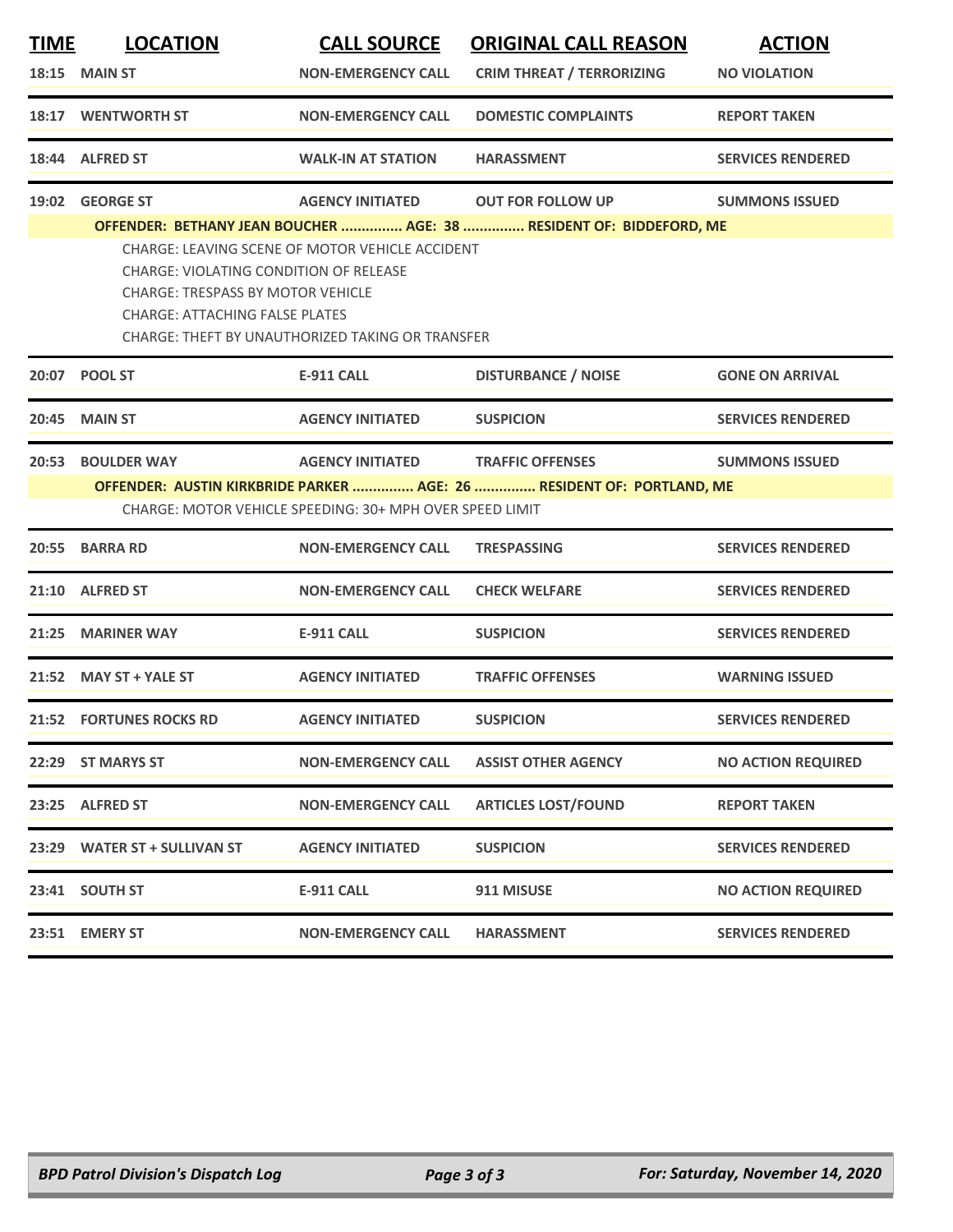| TIME | LOCATION | CALL SOURCE | ORIGINAL CALL REASON | ACTION |
|---|---|---|---|---|
| 18:15 | MAIN ST | NON-EMERGENCY CALL | CRIM THREAT / TERRORIZING | NO VIOLATION |
| 18:17 | WENTWORTH ST | NON-EMERGENCY CALL | DOMESTIC COMPLAINTS | REPORT TAKEN |
| 18:44 | ALFRED ST | WALK-IN AT STATION | HARASSMENT | SERVICES RENDERED |
| 19:02 | GEORGE ST | AGENCY INITIATED | OUT FOR FOLLOW UP | SUMMONS ISSUED |

**OFFENDER: BETHANY JEAN BOUCHER ............... AGE: 38 ............... RESIDENT OF: BIDDEFORD, ME**

CHARGE: LEAVING SCENE OF MOTOR VEHICLE ACCIDENT
CHARGE: VIOLATING CONDITION OF RELEASE
CHARGE: TRESPASS BY MOTOR VEHICLE
CHARGE: ATTACHING FALSE PLATES
CHARGE: THEFT BY UNAUTHORIZED TAKING OR TRANSFER

| TIME | LOCATION | CALL SOURCE | ORIGINAL CALL REASON | ACTION |
|---|---|---|---|---|
| 20:07 | POOL ST | E-911 CALL | DISTURBANCE / NOISE | GONE ON ARRIVAL |
| 20:45 | MAIN ST | AGENCY INITIATED | SUSPICION | SERVICES RENDERED |
| 20:53 | BOULDER WAY | AGENCY INITIATED | TRAFFIC OFFENSES | SUMMONS ISSUED |

**OFFENDER: AUSTIN KIRKBRIDE PARKER ............... AGE: 26 ............... RESIDENT OF: PORTLAND, ME**

CHARGE: MOTOR VEHICLE SPEEDING: 30+ MPH OVER SPEED LIMIT

| TIME | LOCATION | CALL SOURCE | ORIGINAL CALL REASON | ACTION |
|---|---|---|---|---|
| 20:55 | BARRA RD | NON-EMERGENCY CALL | TRESPASSING | SERVICES RENDERED |
| 21:10 | ALFRED ST | NON-EMERGENCY CALL | CHECK WELFARE | SERVICES RENDERED |
| 21:25 | MARINER WAY | E-911 CALL | SUSPICION | SERVICES RENDERED |
| 21:52 | MAY ST + YALE ST | AGENCY INITIATED | TRAFFIC OFFENSES | WARNING ISSUED |
| 21:52 | FORTUNES ROCKS RD | AGENCY INITIATED | SUSPICION | SERVICES RENDERED |
| 22:29 | ST MARYS ST | NON-EMERGENCY CALL | ASSIST OTHER AGENCY | NO ACTION REQUIRED |
| 23:25 | ALFRED ST | NON-EMERGENCY CALL | ARTICLES LOST/FOUND | REPORT TAKEN |
| 23:29 | WATER ST + SULLIVAN ST | AGENCY INITIATED | SUSPICION | SERVICES RENDERED |
| 23:41 | SOUTH ST | E-911 CALL | 911 MISUSE | NO ACTION REQUIRED |
| 23:51 | EMERY ST | NON-EMERGENCY CALL | HARASSMENT | SERVICES RENDERED |